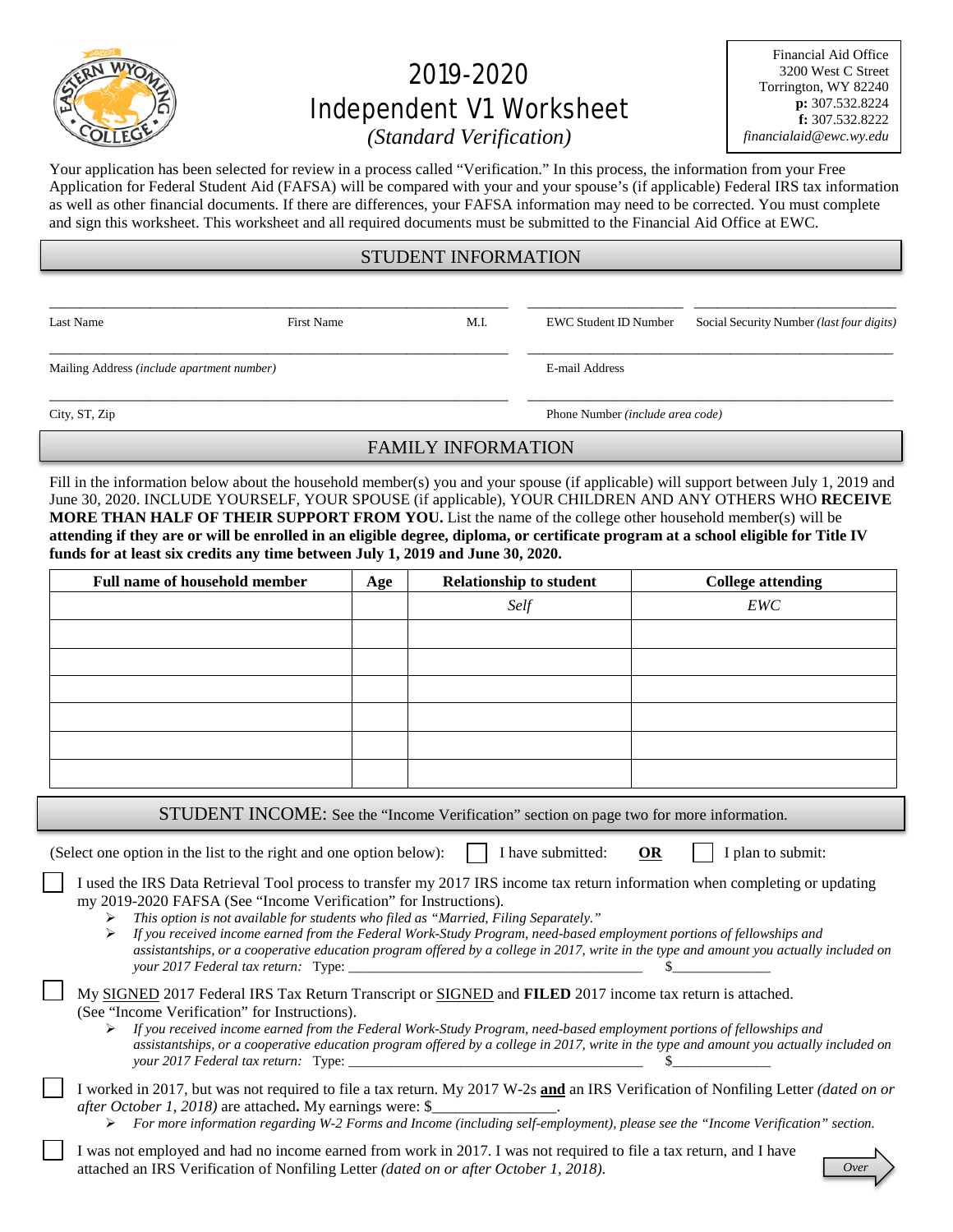# 2019-2020 Independent V1 Worksheet

*(Standard Verification)*

Financial Aid Office
3200 West C Street
Torrington, WY 82240
**p:** 307.532.8224
**f:** 307.532.8222
*financialaid@ewc.wy.edu*

Your application has been selected for review in a process called "Verification." In this process, the information from your Free Application for Federal Student Aid (FAFSA) will be compared with your and your spouse's (if applicable) Federal IRS tax information as well as other financial documents. If there are differences, your FAFSA information may need to be corrected. You must complete and sign this worksheet. This worksheet and all required documents must be submitted to the Financial Aid Office at EWC.

## STUDENT INFORMATION

Last Name ____________ First Name ____________ M.I. ____ EWC Student ID Number ____________ Social Security Number *(last four digits)* ____________

Mailing Address *(include apartment number)* ____________ E-mail Address ____________

City, ST, Zip ____________ Phone Number *(include area code)* ____________

## FAMILY INFORMATION

Fill in the information below about the household member(s) you and your spouse (if applicable) will support between July 1, 2019 and June 30, 2020. INCLUDE YOURSELF, YOUR SPOUSE (if applicable), YOUR CHILDREN AND ANY OTHERS WHO **RECEIVE MORE THAN HALF OF THEIR SUPPORT FROM YOU.** List the name of the college other household member(s) will be **attending if they are or will be enrolled in an eligible degree, diploma, or certificate program at a school eligible for Title IV funds for at least six credits any time between July 1, 2019 and June 30, 2020.**

| Full name of household member | Age | Relationship to student | College attending |
|---|---|---|---|
| | | *Self* | *EWC* |
| | | | |
| | | | |
| | | | |
| | | | |
| | | | |
| | | | |

## STUDENT INCOME: See the "Income Verification" section on page two for more information.

(Select one option in the list to the right and one option below): ☐ I have submitted: **OR** ☐ I plan to submit:

☐ I used the IRS Data Retrieval Tool process to transfer my 2017 IRS income tax return information when completing or updating my 2019-2020 FAFSA (See "Income Verification" for Instructions).

- *This option is not available for students who filed as "Married, Filing Separately."*
- *If you received income earned from the Federal Work-Study Program, need-based employment portions of fellowships and assistantships, or a cooperative education program offered by a college in 2017, write in the type and amount you actually included on your 2017 Federal tax return:* Type: ______________________ $____________

☐ My SIGNED 2017 Federal IRS Tax Return Transcript or SIGNED and **FILED** 2017 income tax return is attached. (See "Income Verification" for Instructions).

- *If you received income earned from the Federal Work-Study Program, need-based employment portions of fellowships and assistantships, or a cooperative education program offered by a college in 2017, write in the type and amount you actually included on your 2017 Federal tax return:* Type: ______________________ $____________

☐ I worked in 2017, but was not required to file a tax return. My 2017 W-2s **and** an IRS Verification of Nonfiling Letter *(dated on or after October 1, 2018)* are attached**.** My earnings were: $______________.

- *For more information regarding W-2 Forms and Income (including self-employment), please see the "Income Verification" section.*

☐ I was not employed and had no income earned from work in 2017. I was not required to file a tax return, and I have attached an IRS Verification of Nonfiling Letter *(dated on or after October 1, 2018).*

*Over*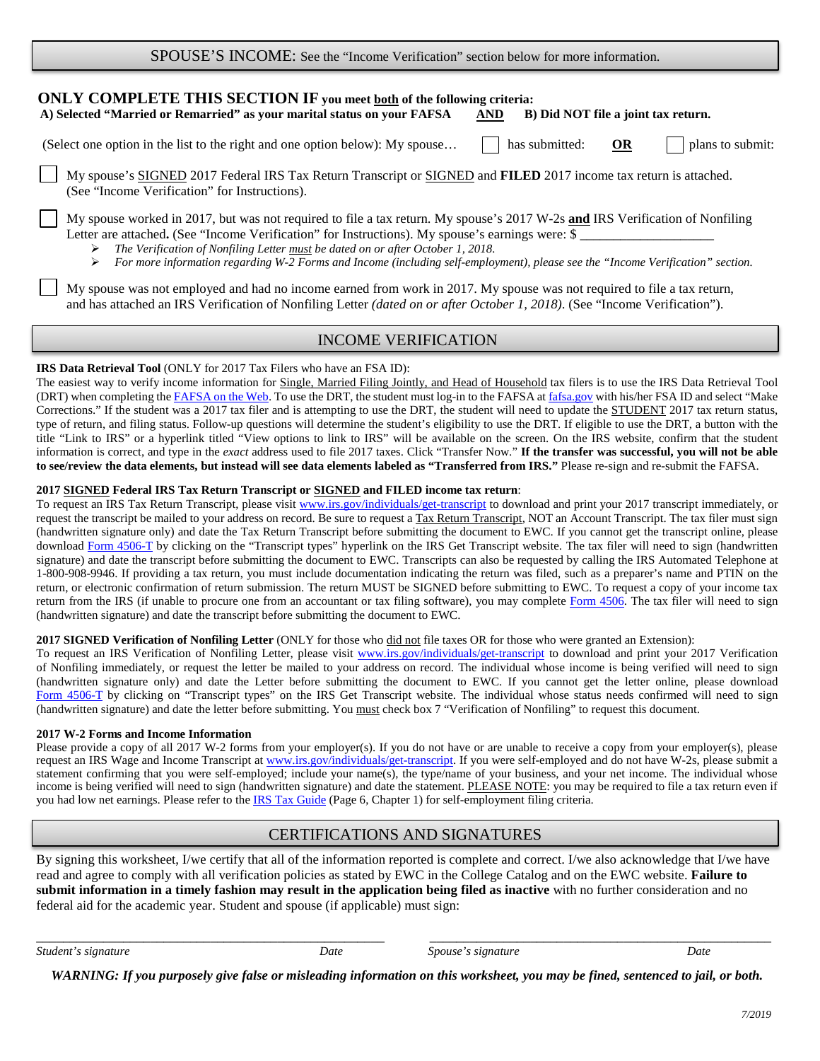## SPOUSE'S INCOME: See the "Income Verification" section below for more information.

**ONLY COMPLETE THIS SECTION IF you meet both of the following criteria:**
**A) Selected "Married or Remarried" as your marital status on your FAFSA AND B) Did NOT file a joint tax return.**

(Select one option in the list to the right and one option below): My spouse… ☐ has submitted: **OR** ☐ plans to submit:

☐ My spouse's SIGNED 2017 Federal IRS Tax Return Transcript or SIGNED and **FILED** 2017 income tax return is attached. (See "Income Verification" for Instructions).

☐ My spouse worked in 2017, but was not required to file a tax return. My spouse's 2017 W-2s **and** IRS Verification of Nonfiling Letter are attached**.** (See "Income Verification" for Instructions). My spouse's earnings were: $ ___________________

- *The Verification of Nonfiling Letter must be dated on or after October 1, 2018.*
- *For more information regarding W-2 Forms and Income (including self-employment), please see the "Income Verification" section.*

☐ My spouse was not employed and had no income earned from work in 2017. My spouse was not required to file a tax return, and has attached an IRS Verification of Nonfiling Letter *(dated on or after October 1, 2018)*. (See "Income Verification").

## INCOME VERIFICATION

**IRS Data Retrieval Tool** (ONLY for 2017 Tax Filers who have an FSA ID):
The easiest way to verify income information for Single, Married Filing Jointly, and Head of Household tax filers is to use the IRS Data Retrieval Tool (DRT) when completing the FAFSA on the Web. To use the DRT, the student must log-in to the FAFSA at fafsa.gov with his/her FSA ID and select "Make Corrections." If the student was a 2017 tax filer and is attempting to use the DRT, the student will need to update the STUDENT 2017 tax return status, type of return, and filing status. Follow-up questions will determine the student's eligibility to use the DRT. If eligible to use the DRT, a button with the title "Link to IRS" or a hyperlink titled "View options to link to IRS" will be available on the screen. On the IRS website, confirm that the student information is correct, and type in the *exact* address used to file 2017 taxes. Click "Transfer Now." **If the transfer was successful, you will not be able to see/review the data elements, but instead will see data elements labeled as "Transferred from IRS."** Please re-sign and re-submit the FAFSA.

**2017 SIGNED Federal IRS Tax Return Transcript or SIGNED and FILED income tax return**:
To request an IRS Tax Return Transcript, please visit www.irs.gov/individuals/get-transcript to download and print your 2017 transcript immediately, or request the transcript be mailed to your address on record. Be sure to request a Tax Return Transcript, NOT an Account Transcript. The tax filer must sign (handwritten signature only) and date the Tax Return Transcript before submitting the document to EWC. If you cannot get the transcript online, please download Form 4506-T by clicking on the "Transcript types" hyperlink on the IRS Get Transcript website. The tax filer will need to sign (handwritten signature) and date the transcript before submitting the document to EWC. Transcripts can also be requested by calling the IRS Automated Telephone at 1-800-908-9946. If providing a tax return, you must include documentation indicating the return was filed, such as a preparer's name and PTIN on the return, or electronic confirmation of return submission. The return MUST be SIGNED before submitting to EWC. To request a copy of your income tax return from the IRS (if unable to procure one from an accountant or tax filing software), you may complete Form 4506. The tax filer will need to sign (handwritten signature) and date the transcript before submitting the document to EWC.

**2017 SIGNED Verification of Nonfiling Letter** (ONLY for those who did not file taxes OR for those who were granted an Extension):
To request an IRS Verification of Nonfiling Letter, please visit www.irs.gov/individuals/get-transcript to download and print your 2017 Verification of Nonfiling immediately, or request the letter be mailed to your address on record. The individual whose income is being verified will need to sign (handwritten signature only) and date the Letter before submitting the document to EWC. If you cannot get the letter online, please download Form 4506-T by clicking on "Transcript types" on the IRS Get Transcript website. The individual whose status needs confirmed will need to sign (handwritten signature) and date the letter before submitting. You must check box 7 "Verification of Nonfiling" to request this document.

**2017 W-2 Forms and Income Information**
Please provide a copy of all 2017 W-2 forms from your employer(s). If you do not have or are unable to receive a copy from your employer(s), please request an IRS Wage and Income Transcript at www.irs.gov/individuals/get-transcript. If you were self-employed and do not have W-2s, please submit a statement confirming that you were self-employed; include your name(s), the type/name of your business, and your net income. The individual whose income is being verified will need to sign (handwritten signature) and date the statement. PLEASE NOTE: you may be required to file a tax return even if you had low net earnings. Please refer to the IRS Tax Guide (Page 6, Chapter 1) for self-employment filing criteria.

## CERTIFICATIONS AND SIGNATURES

By signing this worksheet, I/we certify that all of the information reported is complete and correct. I/we also acknowledge that I/we have read and agree to comply with all verification policies as stated by EWC in the College Catalog and on the EWC website. **Failure to submit information in a timely fashion may result in the application being filed as inactive** with no further consideration and no federal aid for the academic year. Student and spouse (if applicable) must sign:

_______________________________________ _______________________________________
*Student's signature* *Date* *Spouse's signature* *Date*

***WARNING: If you purposely give false or misleading information on this worksheet, you may be fined, sentenced to jail, or both.***

*7/2019*